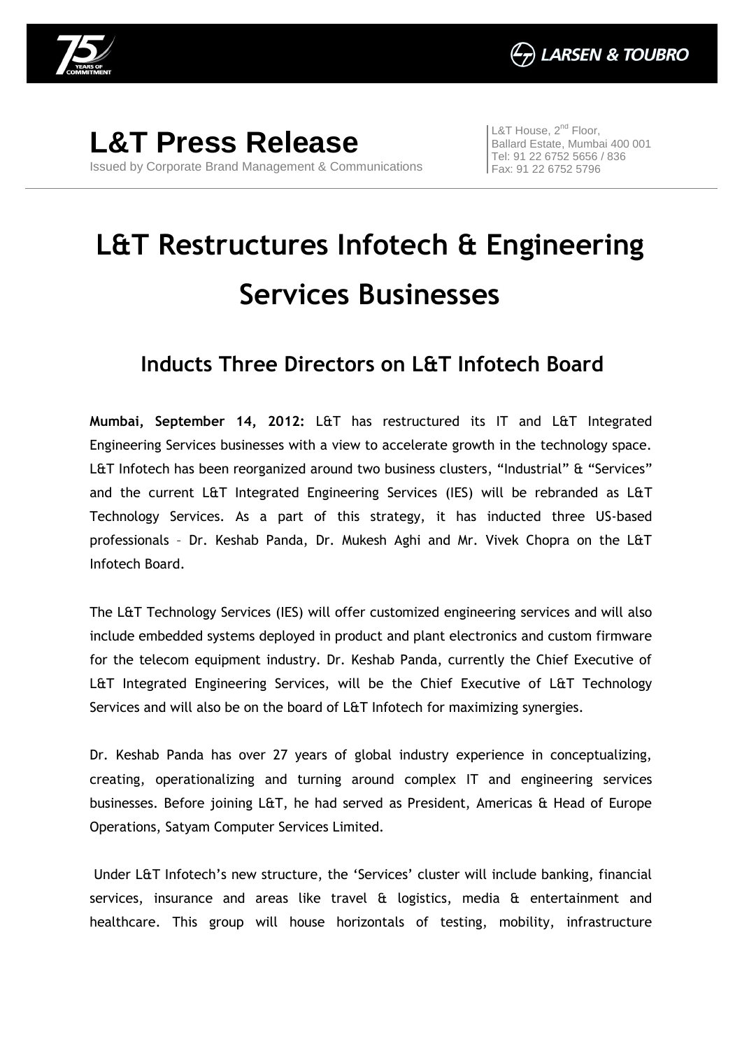# L&T Press Release

Issued by Corporate Brand Management & Communications

L&T House, 2nd Floor,
Ballard Estate, Mumbai 400 001
Tel: 91 22 6752 5656 / 836
Fax: 91 22 6752 5796

# L&T Restructures Infotech & Engineering Services Businesses

## Inducts Three Directors on L&T Infotech Board

**Mumbai, September 14, 2012:** L&T has restructured its IT and L&T Integrated Engineering Services businesses with a view to accelerate growth in the technology space. L&T Infotech has been reorganized around two business clusters, "Industrial" & "Services" and the current L&T Integrated Engineering Services (IES) will be rebranded as L&T Technology Services. As a part of this strategy, it has inducted three US-based professionals – Dr. Keshab Panda, Dr. Mukesh Aghi and Mr. Vivek Chopra on the L&T Infotech Board.

The L&T Technology Services (IES) will offer customized engineering services and will also include embedded systems deployed in product and plant electronics and custom firmware for the telecom equipment industry. Dr. Keshab Panda, currently the Chief Executive of L&T Integrated Engineering Services, will be the Chief Executive of L&T Technology Services and will also be on the board of L&T Infotech for maximizing synergies.

Dr. Keshab Panda has over 27 years of global industry experience in conceptualizing, creating, operationalizing and turning around complex IT and engineering services businesses. Before joining L&T, he had served as President, Americas & Head of Europe Operations, Satyam Computer Services Limited.

Under L&T Infotech's new structure, the 'Services' cluster will include banking, financial services, insurance and areas like travel & logistics, media & entertainment and healthcare. This group will house horizontals of testing, mobility, infrastructure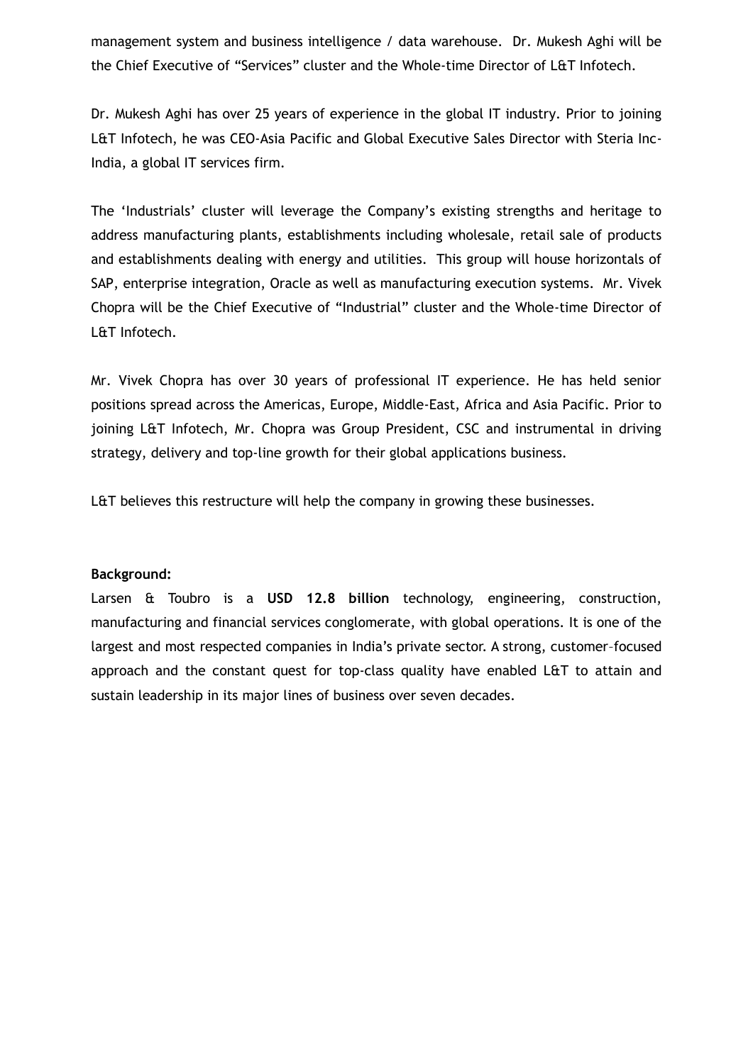management system and business intelligence / data warehouse. Dr. Mukesh Aghi will be the Chief Executive of "Services" cluster and the Whole-time Director of L&T Infotech.

Dr. Mukesh Aghi has over 25 years of experience in the global IT industry. Prior to joining L&T Infotech, he was CEO-Asia Pacific and Global Executive Sales Director with Steria Inc-India, a global IT services firm.

The 'Industrials' cluster will leverage the Company's existing strengths and heritage to address manufacturing plants, establishments including wholesale, retail sale of products and establishments dealing with energy and utilities. This group will house horizontals of SAP, enterprise integration, Oracle as well as manufacturing execution systems. Mr. Vivek Chopra will be the Chief Executive of "Industrial" cluster and the Whole-time Director of L&T Infotech.

Mr. Vivek Chopra has over 30 years of professional IT experience. He has held senior positions spread across the Americas, Europe, Middle-East, Africa and Asia Pacific. Prior to joining L&T Infotech, Mr. Chopra was Group President, CSC and instrumental in driving strategy, delivery and top-line growth for their global applications business.

L&T believes this restructure will help the company in growing these businesses.

**Background:**

Larsen & Toubro is a **USD 12.8 billion** technology, engineering, construction, manufacturing and financial services conglomerate, with global operations. It is one of the largest and most respected companies in India's private sector. A strong, customer–focused approach and the constant quest for top-class quality have enabled L&T to attain and sustain leadership in its major lines of business over seven decades.